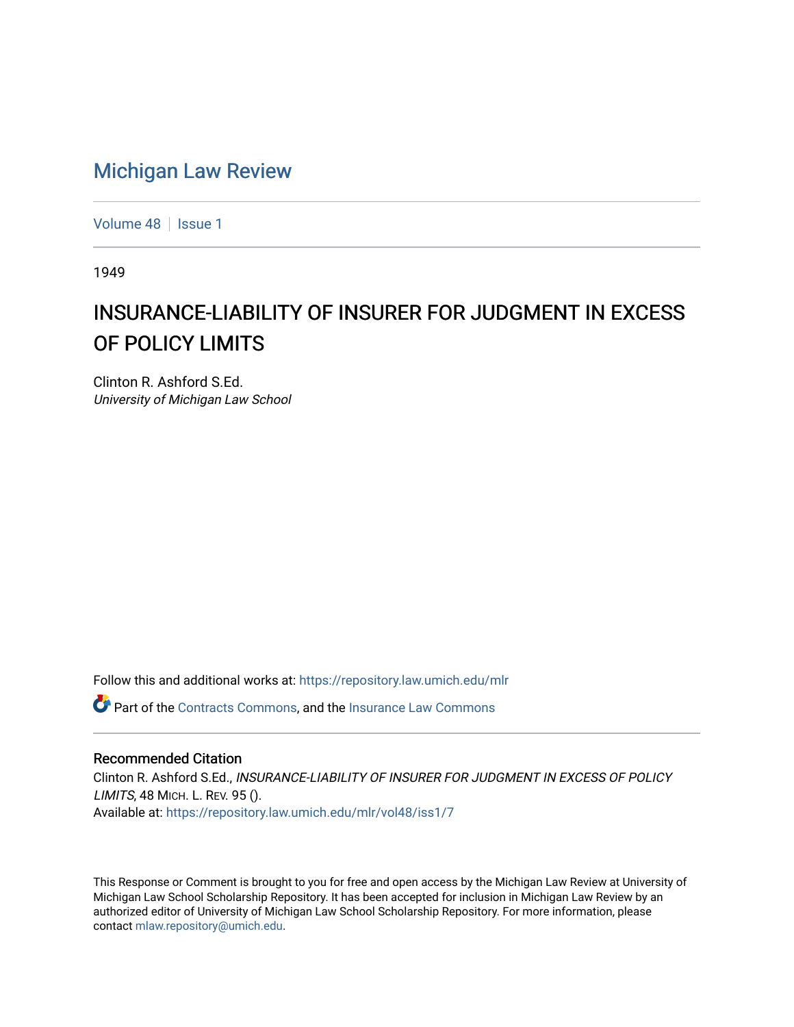# Michigan Law Review

Volume 48 | Issue 1

1949

## INSURANCE-LIABILITY OF INSURER FOR JUDGMENT IN EXCESS OF POLICY LIMITS

Clinton R. Ashford S.Ed.
*University of Michigan Law School*

Follow this and additional works at: https://repository.law.umich.edu/mlr

Part of the Contracts Commons, and the Insurance Law Commons

### Recommended Citation

Clinton R. Ashford S.Ed., *INSURANCE-LIABILITY OF INSURER FOR JUDGMENT IN EXCESS OF POLICY LIMITS*, 48 MICH. L. REV. 95 ().
Available at: https://repository.law.umich.edu/mlr/vol48/iss1/7

This Response or Comment is brought to you for free and open access by the Michigan Law Review at University of Michigan Law School Scholarship Repository. It has been accepted for inclusion in Michigan Law Review by an authorized editor of University of Michigan Law School Scholarship Repository. For more information, please contact mlaw.repository@umich.edu.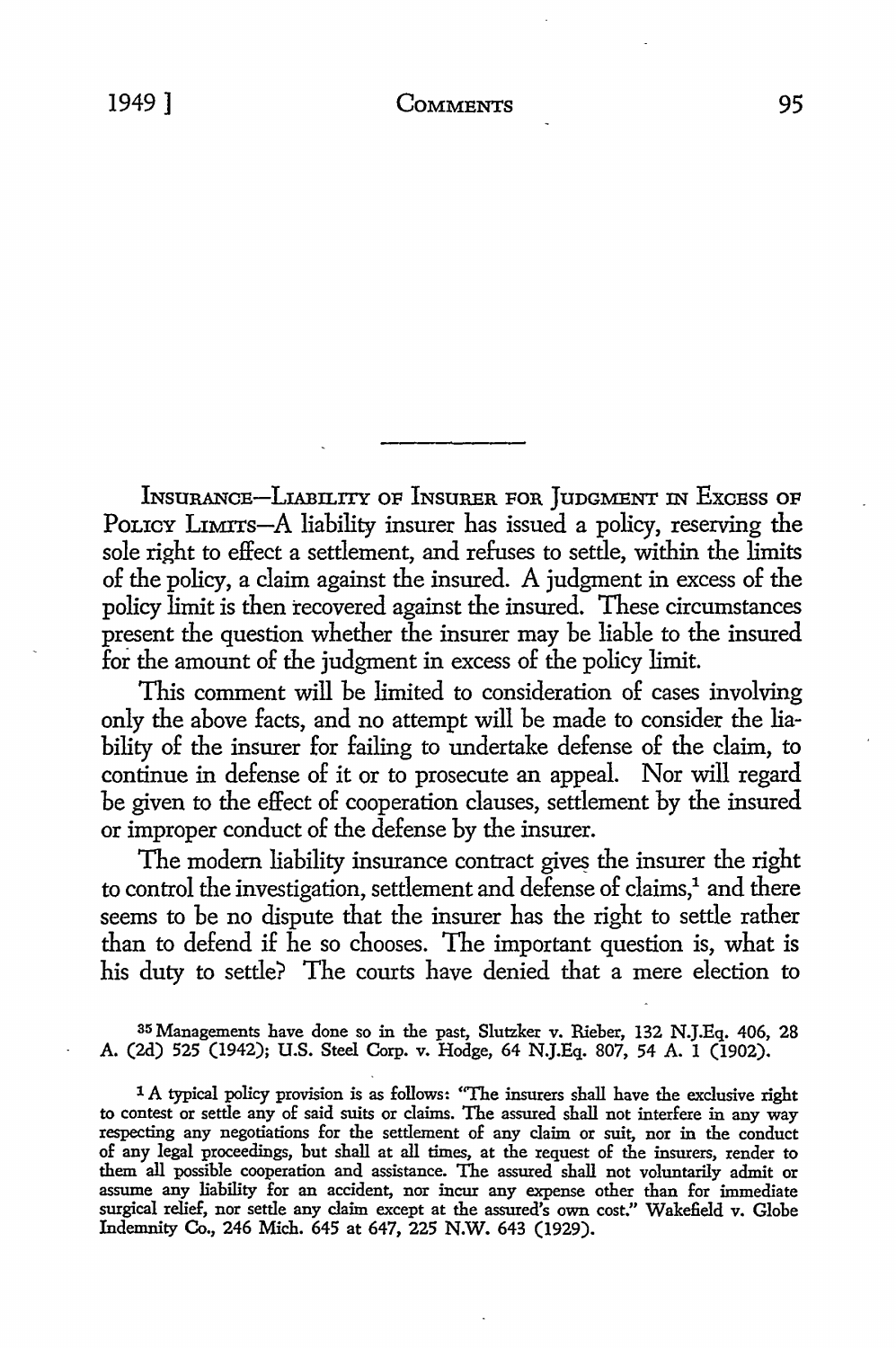INSURANCE—LIABILITY OF INSURER FOR JUDGMENT IN EXCESS OF POLICY LIMITS—A liability insurer has issued a policy, reserving the sole right to effect a settlement, and refuses to settle, within the limits of the policy, a claim against the insured. A judgment in excess of the policy limit is then recovered against the insured. These circumstances present the question whether the insurer may be liable to the insured for the amount of the judgment in excess of the policy limit.

This comment will be limited to consideration of cases involving only the above facts, and no attempt will be made to consider the liability of the insurer for failing to undertake defense of the claim, to continue in defense of it or to prosecute an appeal. Nor will regard be given to the effect of cooperation clauses, settlement by the insured or improper conduct of the defense by the insurer.

The modern liability insurance contract gives the insurer the right to control the investigation, settlement and defense of claims,[1] and there seems to be no dispute that the insurer has the right to settle rather than to defend if he so chooses. The important question is, what is his duty to settle? The courts have denied that a mere election to

[35] Managements have done so in the past, Slutzker v. Rieber, 132 N.J.Eq. 406, 28 A. (2d) 525 (1942); U.S. Steel Corp. v. Hodge, 64 N.J.Eq. 807, 54 A. 1 (1902).

[1] A typical policy provision is as follows: "The insurers shall have the exclusive right to contest or settle any of said suits or claims. The assured shall not interfere in any way respecting any negotiations for the settlement of any claim or suit, nor in the conduct of any legal proceedings, but shall at all times, at the request of the insurers, render to them all possible cooperation and assistance. The assured shall not voluntarily admit or assume any liability for an accident, nor incur any expense other than for immediate surgical relief, nor settle any claim except at the assured's own cost." Wakefield v. Globe Indemnity Co., 246 Mich. 645 at 647, 225 N.W. 643 (1929).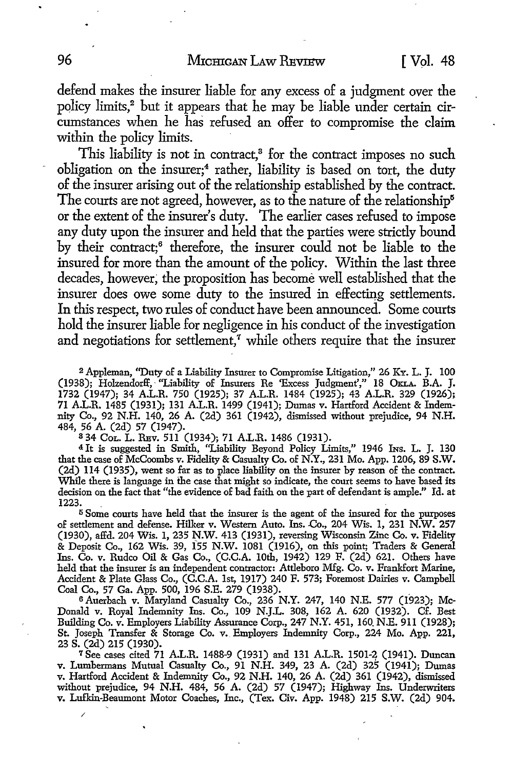defend makes the insurer liable for any excess of a judgment over the policy limits,[2] but it appears that he may be liable under certain circumstances when he has refused an offer to compromise the claim within the policy limits.

This liability is not in contract,[3] for the contract imposes no such obligation on the insurer;[4] rather, liability is based on tort, the duty of the insurer arising out of the relationship established by the contract. The courts are not agreed, however, as to the nature of the relationship[5] or the extent of the insurer's duty. The earlier cases refused to impose any duty upon the insurer and held that the parties were strictly bound by their contract;[6] therefore, the insurer could not be liable to the insured for more than the amount of the policy. Within the last three decades, however, the proposition has become well established that the insurer does owe some duty to the insured in effecting settlements. In this respect, two rules of conduct have been announced. Some courts hold the insurer liable for negligence in his conduct of the investigation and negotiations for settlement,[7] while others require that the insurer

---

[2] Appleman, "Duty of a Liability Insurer to Compromise Litigation," 26 Ky. L. J. 100 (1938); Holzendorff, "Liability of Insurers Re 'Excess Judgment'," 18 Okla. B.A. J. 1732 (1947); 34 A.L.R. 750 (1925); 37 A.L.R. 1484 (1925); 43 A.L.R. 329 (1926); 71 A.L.R. 1485 (1931); 131 A.L.R. 1499 (1941); Dumas v. Hartford Accident & Indemnity Co., 92 N.H. 140, 26 A. (2d) 361 (1942), dismissed without prejudice, 94 N.H. 484, 56 A. (2d) 57 (1947).

[3] 34 Col. L. Rev. 511 (1934); 71 A.L.R. 1486 (1931).

[4] It is suggested in Smith, "Liability Beyond Policy Limits," 1946 Ins. L. J. 130 that the case of McCoombs v. Fidelity & Casualty Co. of N.Y., 231 Mo. App. 1206, 89 S.W. (2d) 114 (1935), went so far as to place liability on the insurer by reason of the contract. While there is language in the case that might so indicate, the court seems to have based its decision on the fact that "the evidence of bad faith on the part of defendant is ample." Id. at 1223.

[5] Some courts have held that the insurer is the agent of the insured for the purposes of settlement and defense. Hilker v. Western Auto. Ins. Co., 204 Wis. 1, 231 N.W. 257 (1930), affd. 204 Wis. 1, 235 N.W. 413 (1931), reversing Wisconsin Zinc Co. v. Fidelity & Deposit Co., 162 Wis. 39, 155 N.W. 1081 (1916), on this point; Traders & General Ins. Co. v. Rudco Oil & Gas Co., (C.C.A. 10th, 1942) 129 F. (2d) 621. Others have held that the insurer is an independent contractor: Attleboro Mfg. Co. v. Frankfort Marine, Accident & Plate Glass Co., (C.C.A. 1st, 1917) 240 F. 573; Foremost Dairies v. Campbell Coal Co., 57 Ga. App. 500, 196 S.E. 279 (1938).

[6] Auerbach v. Maryland Casualty Co., 236 N.Y. 247, 140 N.E. 577 (1923); McDonald v. Royal Indemnity Ins. Co., 109 N.J.L. 308, 162 A. 620 (1932). Cf. Best Building Co. v. Employers Liability Assurance Corp., 247 N.Y. 451, 160 N.E. 911 (1928); St. Joseph Transfer & Storage Co. v. Employers Indemnity Corp., 224 Mo. App. 221, 23 S. (2d) 215 (1930).

[7] See cases cited 71 A.L.R. 1488-9 (1931) and 131 A.L.R. 1501-2 (1941). Duncan v. Lumbermans Mutual Casualty Co., 91 N.H. 349, 23 A. (2d) 325 (1941); Dumas v. Hartford Accident & Indemnity Co., 92 N.H. 140, 26 A. (2d) 361 (1942), dismissed without prejudice, 94 N.H. 484, 56 A. (2d) 57 (1947); Highway Ins. Underwriters v. Lufkin-Beaumont Motor Coaches, Inc., (Tex. Civ. App. 1948) 215 S.W. (2d) 904.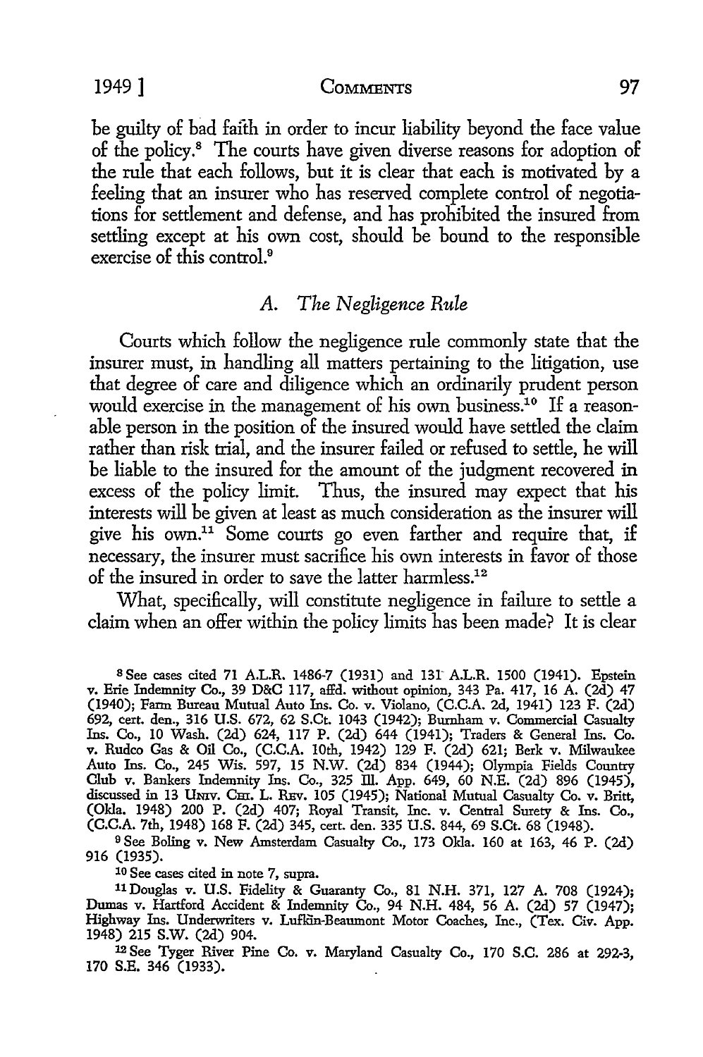be guilty of bad faith in order to incur liability beyond the face value of the policy.[8] The courts have given diverse reasons for adoption of the rule that each follows, but it is clear that each is motivated by a feeling that an insurer who has reserved complete control of negotiations for settlement and defense, and has prohibited the insured from settling except at his own cost, should be bound to the responsible exercise of this control.[9]

### *A. The Negligence Rule*

Courts which follow the negligence rule commonly state that the insurer must, in handling all matters pertaining to the litigation, use that degree of care and diligence which an ordinarily prudent person would exercise in the management of his own business.[10] If a reasonable person in the position of the insured would have settled the claim rather than risk trial, and the insurer failed or refused to settle, he will be liable to the insured for the amount of the judgment recovered in excess of the policy limit. Thus, the insured may expect that his interests will be given at least as much consideration as the insurer will give his own.[11] Some courts go even farther and require that, if necessary, the insurer must sacrifice his own interests in favor of those of the insured in order to save the latter harmless.[12]

What, specifically, will constitute negligence in failure to settle a claim when an offer within the policy limits has been made? It is clear

---

[8] See cases cited 71 A.L.R. 1486-7 (1931) and 131 A.L.R. 1500 (1941). Epstein v. Erie Indemnity Co., 39 D&C 117, affd. without opinion, 343 Pa. 417, 16 A. (2d) 47 (1940); Farm Bureau Mutual Auto Ins. Co. v. Violano, (C.C.A. 2d, 1941) 123 F. (2d) 692, cert. den., 316 U.S. 672, 62 S.Ct. 1043 (1942); Burnham v. Commercial Casualty Ins. Co., 10 Wash. (2d) 624, 117 P. (2d) 644 (1941); Traders & General Ins. Co. v. Rudco Gas & Oil Co., (C.C.A. 10th, 1942) 129 F. (2d) 621; Berk v. Milwaukee Auto Ins. Co., 245 Wis. 597, 15 N.W. (2d) 834 (1944); Olympia Fields Country Club v. Bankers Indemnity Ins. Co., 325 Ill. App. 649, 60 N.E. (2d) 896 (1945), discussed in 13 Univ. Chi. L. Rev. 105 (1945); National Mutual Casualty Co. v. Britt, (Okla. 1948) 200 P. (2d) 407; Royal Transit, Inc. v. Central Surety & Ins. Co., (C.C.A. 7th, 1948) 168 F. (2d) 345, cert. den. 335 U.S. 844, 69 S.Ct. 68 (1948).

[9] See Boling v. New Amsterdam Casualty Co., 173 Okla. 160 at 163, 46 P. (2d) 916 (1935).

[10] See cases cited in note 7, supra.

[11] Douglas v. U.S. Fidelity & Guaranty Co., 81 N.H. 371, 127 A. 708 (1924); Dumas v. Hartford Accident & Indemnity Co., 94 N.H. 484, 56 A. (2d) 57 (1947); Highway Ins. Underwriters v. Lufkin-Beaumont Motor Coaches, Inc., (Tex. Civ. App. 1948) 215 S.W. (2d) 904.

[12] See Tyger River Pine Co. v. Maryland Casualty Co., 170 S.C. 286 at 292-3, 170 S.E. 346 (1933).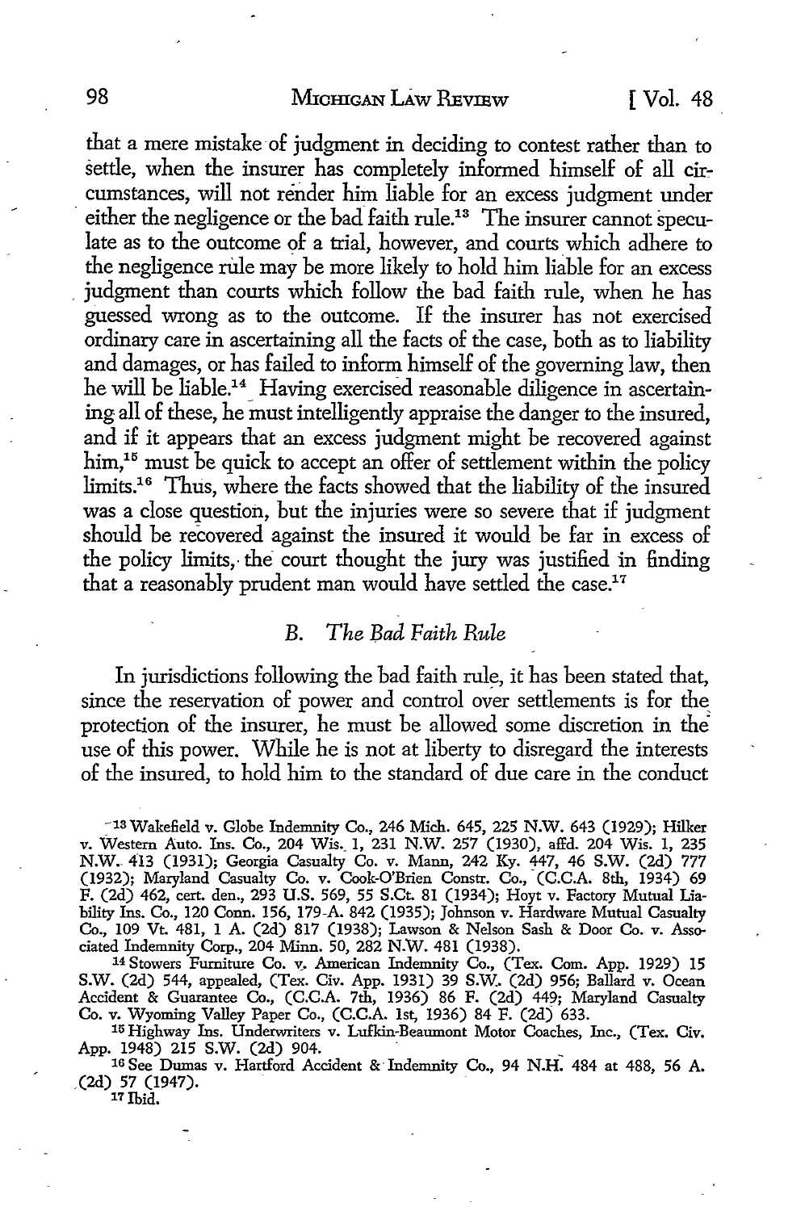that a mere mistake of judgment in deciding to contest rather than to settle, when the insurer has completely informed himself of all circumstances, will not render him liable for an excess judgment under either the negligence or the bad faith rule.[13] The insurer cannot speculate as to the outcome of a trial, however, and courts which adhere to the negligence rule may be more likely to hold him liable for an excess judgment than courts which follow the bad faith rule, when he has guessed wrong as to the outcome. If the insurer has not exercised ordinary care in ascertaining all the facts of the case, both as to liability and damages, or has failed to inform himself of the governing law, then he will be liable.[14] Having exercised reasonable diligence in ascertaining all of these, he must intelligently appraise the danger to the insured, and if it appears that an excess judgment might be recovered against him,[15] must be quick to accept an offer of settlement within the policy limits.[16] Thus, where the facts showed that the liability of the insured was a close question, but the injuries were so severe that if judgment should be recovered against the insured it would be far in excess of the policy limits, the court thought the jury was justified in finding that a reasonably prudent man would have settled the case.[17]

### *B. The Bad Faith Rule*

In jurisdictions following the bad faith rule, it has been stated that, since the reservation of power and control over settlements is for the protection of the insurer, he must be allowed some discretion in the use of this power. While he is not at liberty to disregard the interests of the insured, to hold him to the standard of due care in the conduct

---

[13] Wakefield v. Globe Indemnity Co., 246 Mich. 645, 225 N.W. 643 (1929); Hilker v. Western Auto. Ins. Co., 204 Wis. 1, 231 N.W. 257 (1930), affd. 204 Wis. 1, 235 N.W. 413 (1931); Georgia Casualty Co. v. Mann, 242 Ky. 447, 46 S.W. (2d) 777 (1932); Maryland Casualty Co. v. Cook-O'Brien Constr. Co., (C.C.A. 8th, 1934) 69 F. (2d) 462, cert. den., 293 U.S. 569, 55 S.Ct. 81 (1934); Hoyt v. Factory Mutual Liability Ins. Co., 120 Conn. 156, 179 A. 842 (1935); Johnson v. Hardware Mutual Casualty Co., 109 Vt. 481, 1 A. (2d) 817 (1938); Lawson & Nelson Sash & Door Co. v. Associated Indemnity Corp., 204 Minn. 50, 282 N.W. 481 (1938).

[14] Stowers Furniture Co. v. American Indemnity Co., (Tex. Com. App. 1929) 15 S.W. (2d) 544, appealed, (Tex. Civ. App. 1931) 39 S.W. (2d) 956; Ballard v. Ocean Accident & Guarantee Co., (C.C.A. 7th, 1936) 86 F. (2d) 449; Maryland Casualty Co. v. Wyoming Valley Paper Co., (C.C.A. 1st, 1936) 84 F. (2d) 633.

[15] Highway Ins. Underwriters v. Lufkin-Beaumont Motor Coaches, Inc., (Tex. Civ. App. 1948) 215 S.W. (2d) 904.

[16] See Dumas v. Hartford Accident & Indemnity Co., 94 N.H. 484 at 488, 56 A. (2d) 57 (1947).

[17] Ibid.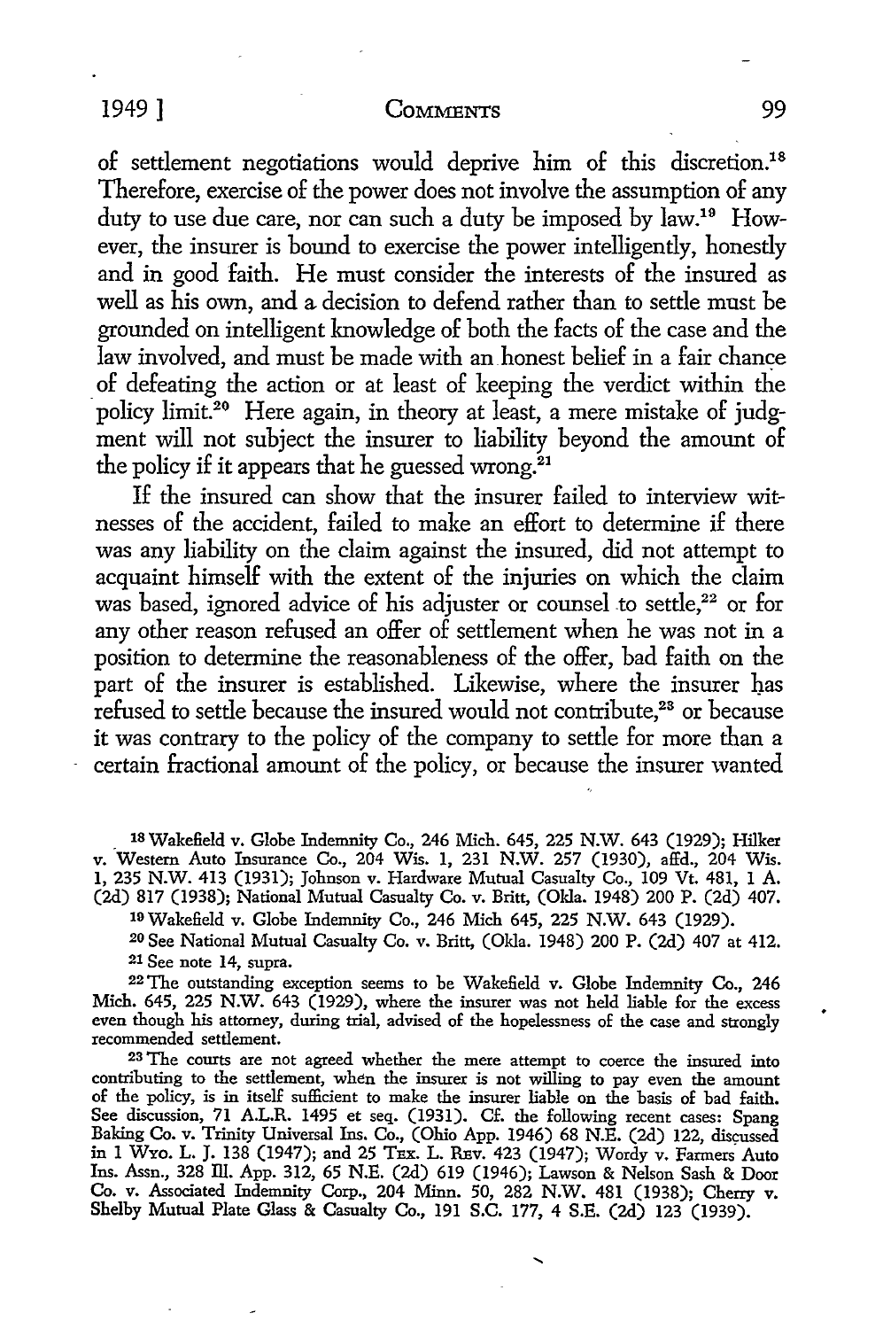of settlement negotiations would deprive him of this discretion.[18] Therefore, exercise of the power does not involve the assumption of any duty to use due care, nor can such a duty be imposed by law.[19] However, the insurer is bound to exercise the power intelligently, honestly and in good faith. He must consider the interests of the insured as well as his own, and a decision to defend rather than to settle must be grounded on intelligent knowledge of both the facts of the case and the law involved, and must be made with an honest belief in a fair chance of defeating the action or at least of keeping the verdict within the policy limit.[20] Here again, in theory at least, a mere mistake of judgment will not subject the insurer to liability beyond the amount of the policy if it appears that he guessed wrong.[21]

If the insured can show that the insurer failed to interview witnesses of the accident, failed to make an effort to determine if there was any liability on the claim against the insured, did not attempt to acquaint himself with the extent of the injuries on which the claim was based, ignored advice of his adjuster or counsel to settle,[22] or for any other reason refused an offer of settlement when he was not in a position to determine the reasonableness of the offer, bad faith on the part of the insurer is established. Likewise, where the insurer has refused to settle because the insured would not contribute,[23] or because it was contrary to the policy of the company to settle for more than a certain fractional amount of the policy, or because the insurer wanted

---

[18] Wakefield v. Globe Indemnity Co., 246 Mich. 645, 225 N.W. 643 (1929); Hilker v. Western Auto Insurance Co., 204 Wis. 1, 231 N.W. 257 (1930), affd., 204 Wis. 1, 235 N.W. 413 (1931); Johnson v. Hardware Mutual Casualty Co., 109 Vt. 481, 1 A. (2d) 817 (1938); National Mutual Casualty Co. v. Britt, (Okla. 1948) 200 P. (2d) 407.

[19] Wakefield v. Globe Indemnity Co., 246 Mich 645, 225 N.W. 643 (1929).

[20] See National Mutual Casualty Co. v. Britt, (Okla. 1948) 200 P. (2d) 407 at 412.

[21] See note 14, supra.

[22] The outstanding exception seems to be Wakefield v. Globe Indemnity Co., 246 Mich. 645, 225 N.W. 643 (1929), where the insurer was not held liable for the excess even though his attorney, during trial, advised of the hopelessness of the case and strongly recommended settlement.

[23] The courts are not agreed whether the mere attempt to coerce the insured into contributing to the settlement, when the insurer is not willing to pay even the amount of the policy, is in itself sufficient to make the insurer liable on the basis of bad faith. See discussion, 71 A.L.R. 1495 et seq. (1931). Cf. the following recent cases: Spang Baking Co. v. Trinity Universal Ins. Co., (Ohio App. 1946) 68 N.E. (2d) 122, discussed in 1 Wyo. L. J. 138 (1947); and 25 Tex. L. Rev. 423 (1947); Wordy v. Farmers Auto Ins. Assn., 328 Ill. App. 312, 65 N.E. (2d) 619 (1946); Lawson & Nelson Sash & Door Co. v. Associated Indemnity Corp., 204 Minn. 50, 282 N.W. 481 (1938); Cherry v. Shelby Mutual Plate Glass & Casualty Co., 191 S.C. 177, 4 S.E. (2d) 123 (1939).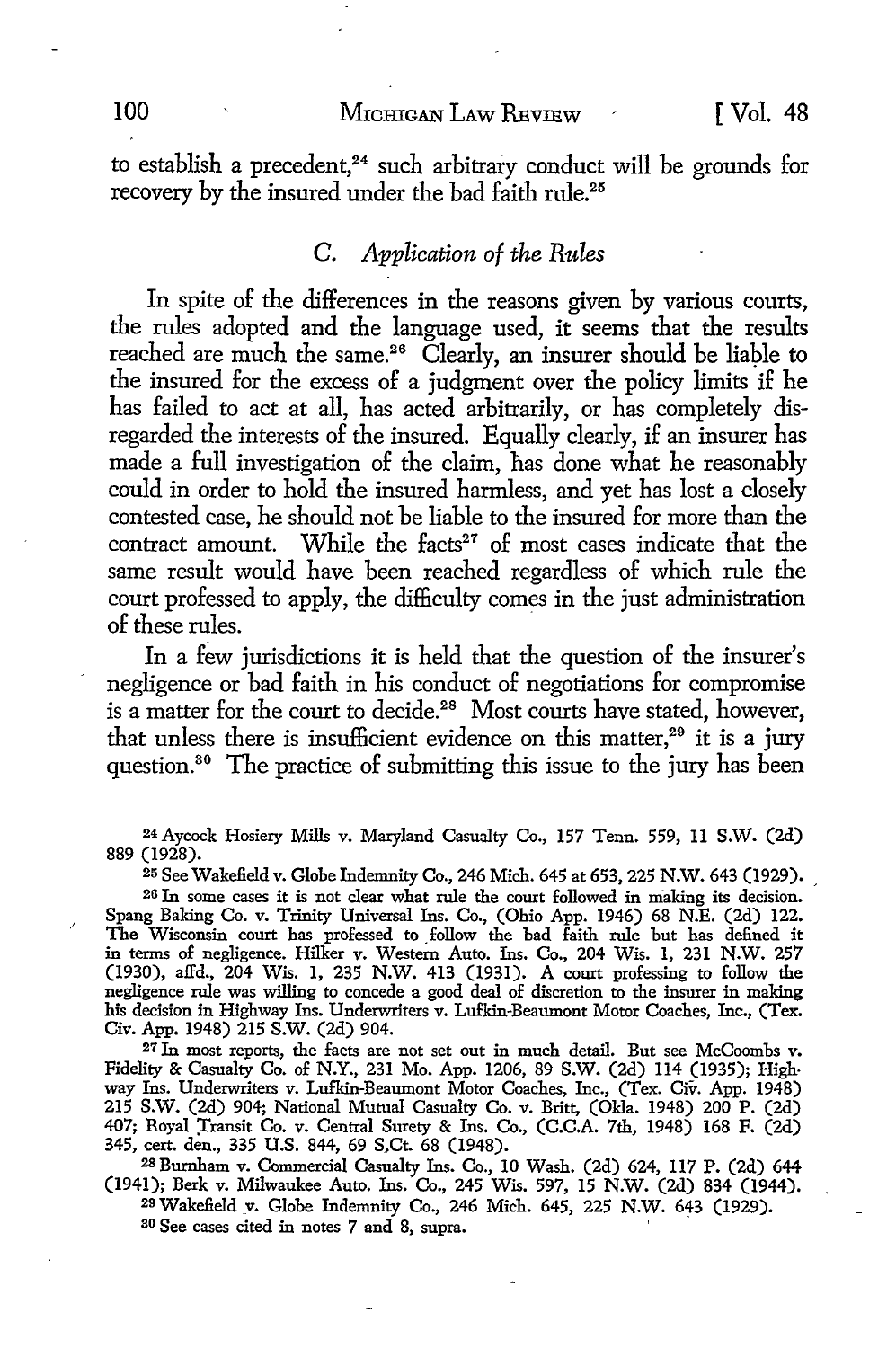to establish a precedent,[24] such arbitrary conduct will be grounds for recovery by the insured under the bad faith rule.[25]

### C. *Application of the Rules*

In spite of the differences in the reasons given by various courts, the rules adopted and the language used, it seems that the results reached are much the same.[26] Clearly, an insurer should be liable to the insured for the excess of a judgment over the policy limits if he has failed to act at all, has acted arbitrarily, or has completely disregarded the interests of the insured. Equally clearly, if an insurer has made a full investigation of the claim, has done what he reasonably could in order to hold the insured harmless, and yet has lost a closely contested case, he should not be liable to the insured for more than the contract amount. While the facts[27] of most cases indicate that the same result would have been reached regardless of which rule the court professed to apply, the difficulty comes in the just administration of these rules.

In a few jurisdictions it is held that the question of the insurer's negligence or bad faith in his conduct of negotiations for compromise is a matter for the court to decide.[28] Most courts have stated, however, that unless there is insufficient evidence on this matter,[29] it is a jury question.[30] The practice of submitting this issue to the jury has been

---

[24] Aycock Hosiery Mills v. Maryland Casualty Co., 157 Tenn. 559, 11 S.W. (2d) 889 (1928).

[25] See Wakefield v. Globe Indemnity Co., 246 Mich. 645 at 653, 225 N.W. 643 (1929).

[26] In some cases it is not clear what rule the court followed in making its decision. Spang Baking Co. v. Trinity Universal Ins. Co., (Ohio App. 1946) 68 N.E. (2d) 122. The Wisconsin court has professed to follow the bad faith rule but has defined it in terms of negligence. Hilker v. Western Auto. Ins. Co., 204 Wis. 1, 231 N.W. 257 (1930), affd., 204 Wis. 1, 235 N.W. 413 (1931). A court professing to follow the negligence rule was willing to concede a good deal of discretion to the insurer in making his decision in Highway Ins. Underwriters v. Lufkin-Beaumont Motor Coaches, Inc., (Tex. Civ. App. 1948) 215 S.W. (2d) 904.

[27] In most reports, the facts are not set out in much detail. But see McCoombs v. Fidelity & Casualty Co. of N.Y., 231 Mo. App. 1206, 89 S.W. (2d) 114 (1935); Highway Ins. Underwriters v. Lufkin-Beaumont Motor Coaches, Inc., (Tex. Civ. App. 1948) 215 S.W. (2d) 904; National Mutual Casualty Co. v. Britt, (Okla. 1948) 200 P. (2d) 407; Royal Transit Co. v. Central Surety & Ins. Co., (C.C.A. 7th, 1948) 168 F. (2d) 345, cert. den., 335 U.S. 844, 69 S.Ct. 68 (1948).

[28] Burnham v. Commercial Casualty Ins. Co., 10 Wash. (2d) 624, 117 P. (2d) 644 (1941); Berk v. Milwaukee Auto. Ins. Co., 245 Wis. 597, 15 N.W. (2d) 834 (1944).

[29] Wakefield v. Globe Indemnity Co., 246 Mich. 645, 225 N.W. 643 (1929).

[30] See cases cited in notes 7 and 8, supra.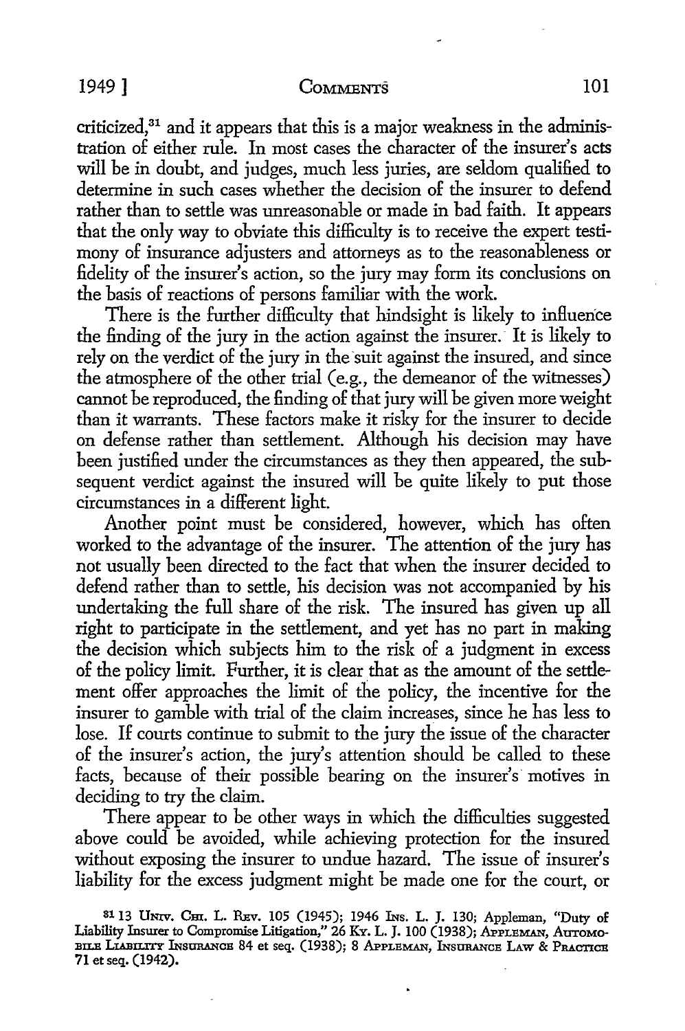criticized,[31] and it appears that this is a major weakness in the administration of either rule. In most cases the character of the insurer's acts will be in doubt, and judges, much less juries, are seldom qualified to determine in such cases whether the decision of the insurer to defend rather than to settle was unreasonable or made in bad faith. It appears that the only way to obviate this difficulty is to receive the expert testimony of insurance adjusters and attorneys as to the reasonableness or fidelity of the insurer's action, so the jury may form its conclusions on the basis of reactions of persons familiar with the work.

There is the further difficulty that hindsight is likely to influence the finding of the jury in the action against the insurer. It is likely to rely on the verdict of the jury in the suit against the insured, and since the atmosphere of the other trial (e.g., the demeanor of the witnesses) cannot be reproduced, the finding of that jury will be given more weight than it warrants. These factors make it risky for the insurer to decide on defense rather than settlement. Although his decision may have been justified under the circumstances as they then appeared, the subsequent verdict against the insured will be quite likely to put those circumstances in a different light.

Another point must be considered, however, which has often worked to the advantage of the insurer. The attention of the jury has not usually been directed to the fact that when the insurer decided to defend rather than to settle, his decision was not accompanied by his undertaking the full share of the risk. The insured has given up all right to participate in the settlement, and yet has no part in making the decision which subjects him to the risk of a judgment in excess of the policy limit. Further, it is clear that as the amount of the settlement offer approaches the limit of the policy, the incentive for the insurer to gamble with trial of the claim increases, since he has less to lose. If courts continue to submit to the jury the issue of the character of the insurer's action, the jury's attention should be called to these facts, because of their possible bearing on the insurer's motives in deciding to try the claim.

There appear to be other ways in which the difficulties suggested above could be avoided, while achieving protection for the insured without exposing the insurer to undue hazard. The issue of insurer's liability for the excess judgment might be made one for the court, or

[31] 13 Univ. Chi. L. Rev. 105 (1945); 1946 Ins. L. J. 130; Appleman, "Duty of Liability Insurer to Compromise Litigation," 26 Ky. L. J. 100 (1938); Appleman, Automobile Liability Insurance 84 et seq. (1938); 8 Appleman, Insurance Law & Practice 71 et seq. (1942).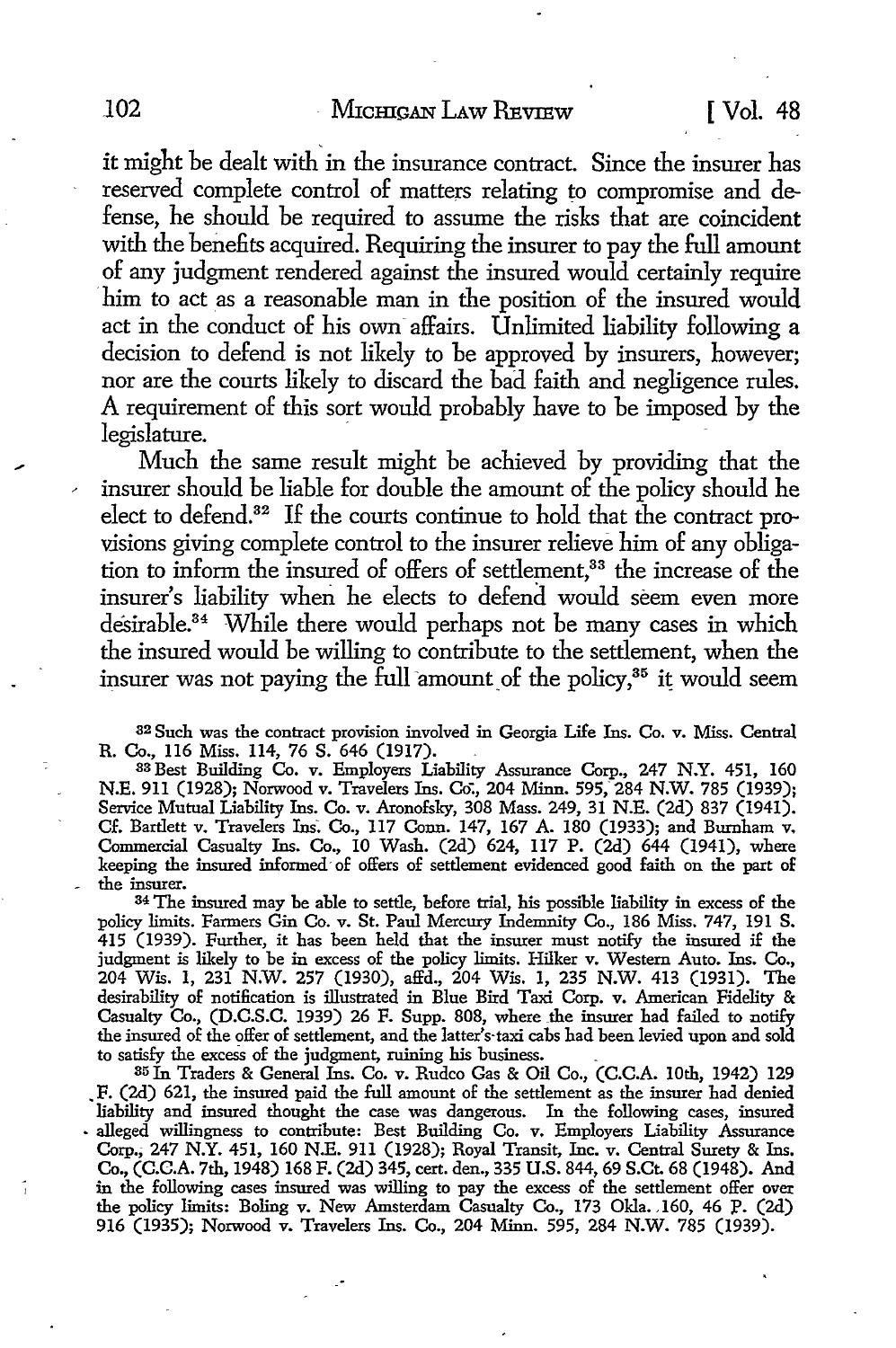it might be dealt with in the insurance contract. Since the insurer has reserved complete control of matters relating to compromise and defense, he should be required to assume the risks that are coincident with the benefits acquired. Requiring the insurer to pay the full amount of any judgment rendered against the insured would certainly require him to act as a reasonable man in the position of the insured would act in the conduct of his own affairs. Unlimited liability following a decision to defend is not likely to be approved by insurers, however; nor are the courts likely to discard the bad faith and negligence rules. A requirement of this sort would probably have to be imposed by the legislature.

Much the same result might be achieved by providing that the insurer should be liable for double the amount of the policy should he elect to defend.[32] If the courts continue to hold that the contract provisions giving complete control to the insurer relieve him of any obligation to inform the insured of offers of settlement,[33] the increase of the insurer's liability when he elects to defend would seem even more desirable.[34] While there would perhaps not be many cases in which the insured would be willing to contribute to the settlement, when the insurer was not paying the full amount of the policy,[35] it would seem

---

[32] Such was the contract provision involved in Georgia Life Ins. Co. v. Miss. Central R. Co., 116 Miss. 114, 76 S. 646 (1917).

[33] Best Building Co. v. Employers Liability Assurance Corp., 247 N.Y. 451, 160 N.E. 911 (1928); Norwood v. Travelers Ins. Co., 204 Minn. 595, 284 N.W. 785 (1939); Service Mutual Liability Ins. Co. v. Aronofsky, 308 Mass. 249, 31 N.E. (2d) 837 (1941). Cf. Bartlett v. Travelers Ins. Co., 117 Conn. 147, 167 A. 180 (1933); and Burnham v. Commercial Casualty Ins. Co., 10 Wash. (2d) 624, 117 P. (2d) 644 (1941), where keeping the insured informed of offers of settlement evidenced good faith on the part of the insurer.

[34] The insured may be able to settle, before trial, his possible liability in excess of the policy limits. Farmers Gin Co. v. St. Paul Mercury Indemnity Co., 186 Miss. 747, 191 S. 415 (1939). Further, it has been held that the insurer must notify the insured if the judgment is likely to be in excess of the policy limits. Hilker v. Western Auto. Ins. Co., 204 Wis. 1, 231 N.W. 257 (1930), affd., 204 Wis. 1, 235 N.W. 413 (1931). The desirability of notification is illustrated in Blue Bird Taxi Corp. v. American Fidelity & Casualty Co., (D.C.S.C. 1939) 26 F. Supp. 808, where the insurer had failed to notify the insured of the offer of settlement, and the latter's taxi cabs had been levied upon and sold to satisfy the excess of the judgment, ruining his business.

[35] In Traders & General Ins. Co. v. Rudco Gas & Oil Co., (C.C.A. 10th, 1942) 129 F. (2d) 621, the insured paid the full amount of the settlement as the insurer had denied liability and insured thought the case was dangerous. In the following cases, insured alleged willingness to contribute: Best Building Co. v. Employers Liability Assurance Corp., 247 N.Y. 451, 160 N.E. 911 (1928); Royal Transit, Inc. v. Central Surety & Ins. Co., (C.C.A. 7th, 1948) 168 F. (2d) 345, cert. den., 335 U.S. 844, 69 S.Ct. 68 (1948). And in the following cases insured was willing to pay the excess of the settlement offer over the policy limits: Boling v. New Amsterdam Casualty Co., 173 Okla. 160, 46 P. (2d) 916 (1935); Norwood v. Travelers Ins. Co., 204 Minn. 595, 284 N.W. 785 (1939).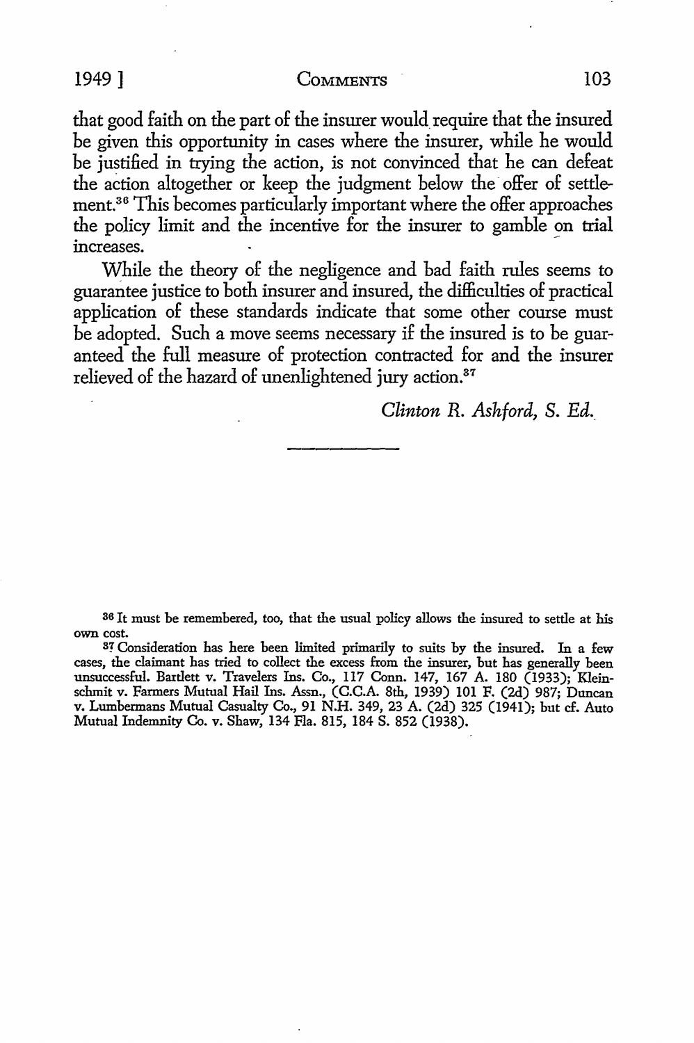that good faith on the part of the insurer would require that the insured be given this opportunity in cases where the insurer, while he would be justified in trying the action, is not convinced that he can defeat the action altogether or keep the judgment below the offer of settlement.[36] This becomes particularly important where the offer approaches the policy limit and the incentive for the insurer to gamble on trial increases.

While the theory of the negligence and bad faith rules seems to guarantee justice to both insurer and insured, the difficulties of practical application of these standards indicate that some other course must be adopted. Such a move seems necessary if the insured is to be guaranteed the full measure of protection contracted for and the insurer relieved of the hazard of unenlightened jury action.[37]

*Clinton R. Ashford, S. Ed.*

---

[36] It must be remembered, too, that the usual policy allows the insured to settle at his own cost.

[37] Consideration has here been limited primarily to suits by the insured. In a few cases, the claimant has tried to collect the excess from the insurer, but has generally been unsuccessful. Bartlett v. Travelers Ins. Co., 117 Conn. 147, 167 A. 180 (1933); Kleinschmit v. Farmers Mutual Hail Ins. Assn., (C.C.A. 8th, 1939) 101 F. (2d) 987; Duncan v. Lumbermans Mutual Casualty Co., 91 N.H. 349, 23 A. (2d) 325 (1941); but cf. Auto Mutual Indemnity Co. v. Shaw, 134 Fla. 815, 184 S. 852 (1938).